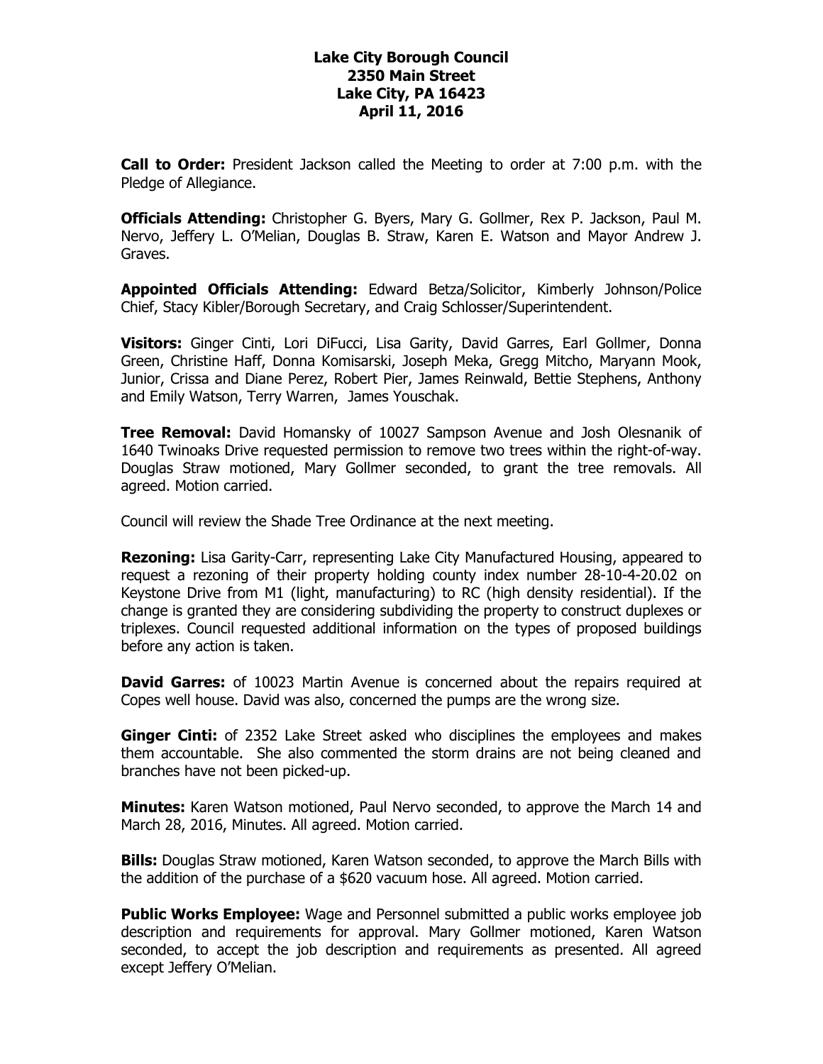**Lake City Borough Council**
**2350 Main Street**
**Lake City, PA 16423**
**April 11, 2016**

**Call to Order:** President Jackson called the Meeting to order at 7:00 p.m. with the Pledge of Allegiance.

**Officials Attending:** Christopher G. Byers, Mary G. Gollmer, Rex P. Jackson, Paul M. Nervo, Jeffery L. O'Melian, Douglas B. Straw, Karen E. Watson and Mayor Andrew J. Graves.

**Appointed Officials Attending:** Edward Betza/Solicitor, Kimberly Johnson/Police Chief, Stacy Kibler/Borough Secretary, and Craig Schlosser/Superintendent.

**Visitors:** Ginger Cinti, Lori DiFucci, Lisa Garity, David Garres, Earl Gollmer, Donna Green, Christine Haff, Donna Komisarski, Joseph Meka, Gregg Mitcho, Maryann Mook, Junior, Crissa and Diane Perez, Robert Pier, James Reinwald, Bettie Stephens, Anthony and Emily Watson, Terry Warren, James Youschak.

**Tree Removal:** David Homansky of 10027 Sampson Avenue and Josh Olesnanik of 1640 Twinoaks Drive requested permission to remove two trees within the right-of-way. Douglas Straw motioned, Mary Gollmer seconded, to grant the tree removals. All agreed. Motion carried.

Council will review the Shade Tree Ordinance at the next meeting.

**Rezoning:** Lisa Garity-Carr, representing Lake City Manufactured Housing, appeared to request a rezoning of their property holding county index number 28-10-4-20.02 on Keystone Drive from M1 (light, manufacturing) to RC (high density residential). If the change is granted they are considering subdividing the property to construct duplexes or triplexes. Council requested additional information on the types of proposed buildings before any action is taken.

**David Garres:** of 10023 Martin Avenue is concerned about the repairs required at Copes well house. David was also, concerned the pumps are the wrong size.

**Ginger Cinti:** of 2352 Lake Street asked who disciplines the employees and makes them accountable. She also commented the storm drains are not being cleaned and branches have not been picked-up.

**Minutes:** Karen Watson motioned, Paul Nervo seconded, to approve the March 14 and March 28, 2016, Minutes. All agreed. Motion carried.

**Bills:** Douglas Straw motioned, Karen Watson seconded, to approve the March Bills with the addition of the purchase of a $620 vacuum hose. All agreed. Motion carried.

**Public Works Employee:** Wage and Personnel submitted a public works employee job description and requirements for approval. Mary Gollmer motioned, Karen Watson seconded, to accept the job description and requirements as presented. All agreed except Jeffery O'Melian.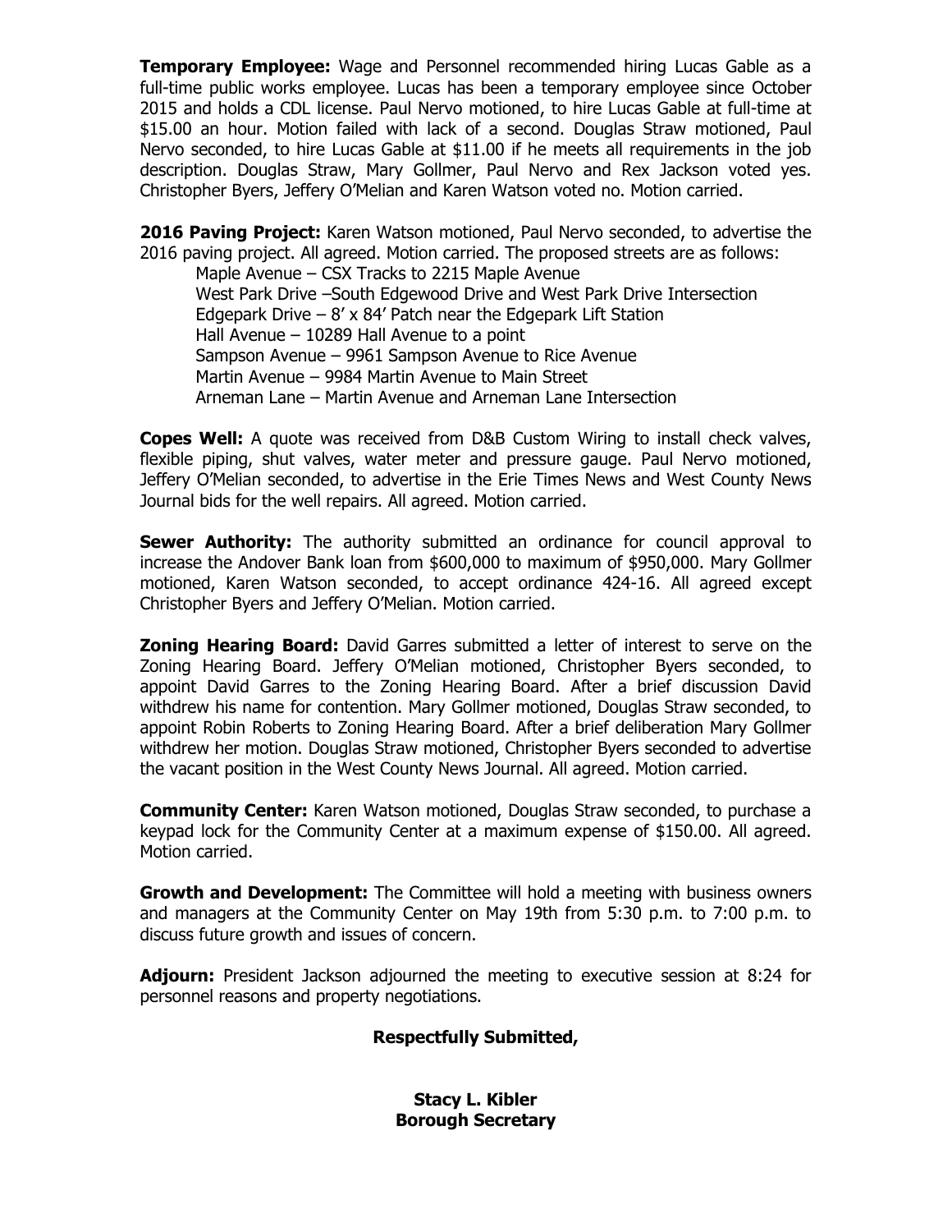**Temporary Employee:** Wage and Personnel recommended hiring Lucas Gable as a full-time public works employee. Lucas has been a temporary employee since October 2015 and holds a CDL license. Paul Nervo motioned, to hire Lucas Gable at full-time at $15.00 an hour. Motion failed with lack of a second. Douglas Straw motioned, Paul Nervo seconded, to hire Lucas Gable at $11.00 if he meets all requirements in the job description. Douglas Straw, Mary Gollmer, Paul Nervo and Rex Jackson voted yes. Christopher Byers, Jeffery O'Melian and Karen Watson voted no. Motion carried.

**2016 Paving Project:** Karen Watson motioned, Paul Nervo seconded, to advertise the 2016 paving project. All agreed. Motion carried. The proposed streets are as follows:

Maple Avenue – CSX Tracks to 2215 Maple Avenue
West Park Drive –South Edgewood Drive and West Park Drive Intersection
Edgepark Drive – 8' x 84' Patch near the Edgepark Lift Station
Hall Avenue – 10289 Hall Avenue to a point
Sampson Avenue – 9961 Sampson Avenue to Rice Avenue
Martin Avenue – 9984 Martin Avenue to Main Street
Arneman Lane – Martin Avenue and Arneman Lane Intersection

**Copes Well:** A quote was received from D&B Custom Wiring to install check valves, flexible piping, shut valves, water meter and pressure gauge. Paul Nervo motioned, Jeffery O'Melian seconded, to advertise in the Erie Times News and West County News Journal bids for the well repairs. All agreed. Motion carried.

**Sewer Authority:** The authority submitted an ordinance for council approval to increase the Andover Bank loan from $600,000 to maximum of $950,000. Mary Gollmer motioned, Karen Watson seconded, to accept ordinance 424-16. All agreed except Christopher Byers and Jeffery O'Melian. Motion carried.

**Zoning Hearing Board:** David Garres submitted a letter of interest to serve on the Zoning Hearing Board. Jeffery O'Melian motioned, Christopher Byers seconded, to appoint David Garres to the Zoning Hearing Board. After a brief discussion David withdrew his name for contention. Mary Gollmer motioned, Douglas Straw seconded, to appoint Robin Roberts to Zoning Hearing Board. After a brief deliberation Mary Gollmer withdrew her motion. Douglas Straw motioned, Christopher Byers seconded to advertise the vacant position in the West County News Journal. All agreed. Motion carried.

**Community Center:** Karen Watson motioned, Douglas Straw seconded, to purchase a keypad lock for the Community Center at a maximum expense of $150.00. All agreed. Motion carried.

**Growth and Development:** The Committee will hold a meeting with business owners and managers at the Community Center on May 19th from 5:30 p.m. to 7:00 p.m. to discuss future growth and issues of concern.

**Adjourn:** President Jackson adjourned the meeting to executive session at 8:24 for personnel reasons and property negotiations.

**Respectfully Submitted,**

**Stacy L. Kibler**
**Borough Secretary**